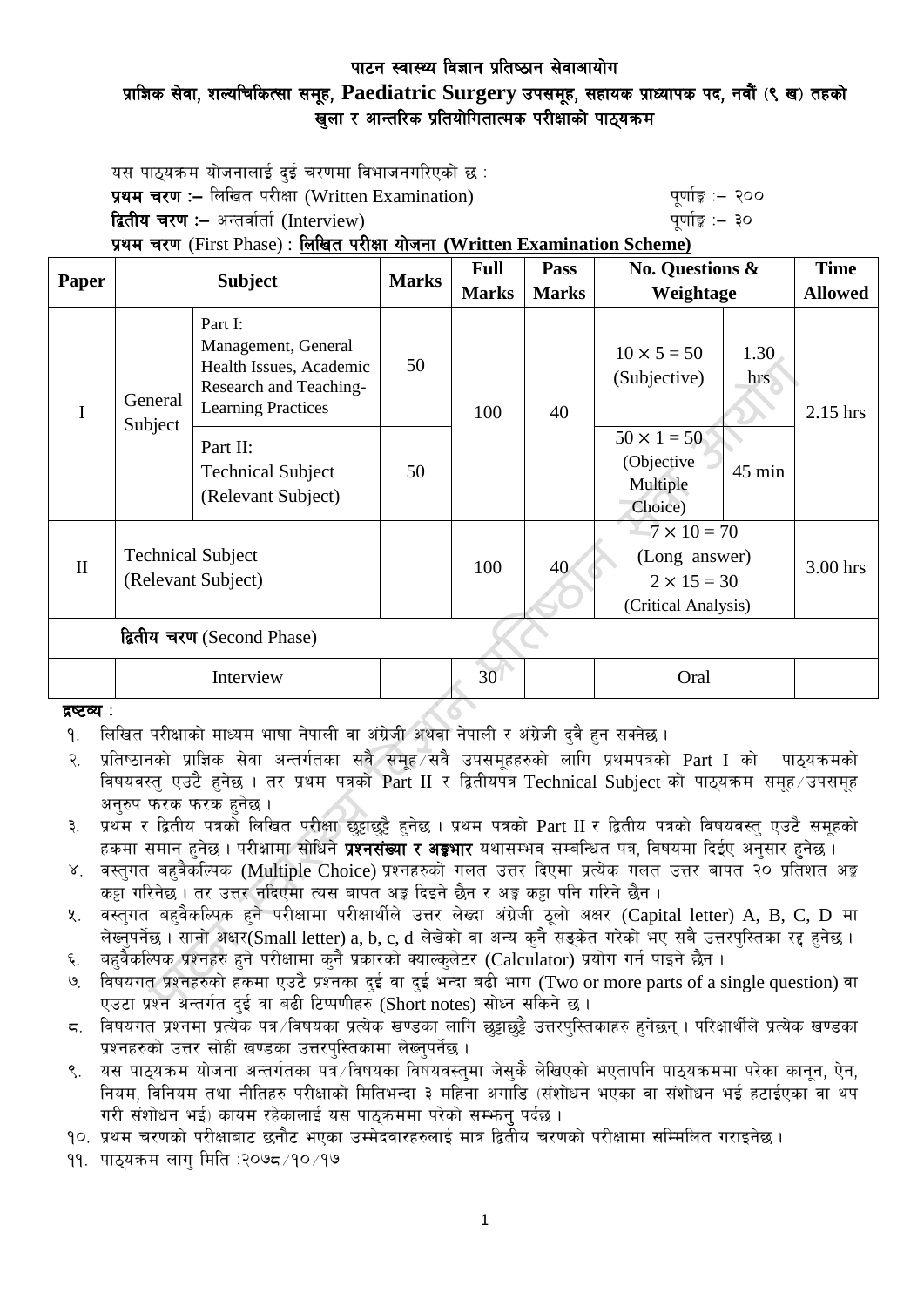# पाटन स्वास्थ्य विज्ञान प्रतिष्ठान सेवाआयोग

## प्राज्ञिक सेवा, शल्यचिकित्सा समूह, Paediatric Surgery उपसमूह, सहायक प्राध्यापक पद, नवौं (९ ख) तहको खुला र आन्तरिक प्रतियोगितात्मक परीक्षाको पाठ्यक्रम

यस पाठ्यक्रम योजनालाई दुई चरणमा विभाजनगरिएको छ :

**प्रथम चरण :–** लिखित परीक्षा (Written Examination) पूर्णाङ्क :– २००

**द्वितीय चरण :–** अन्तर्वार्ता (Interview) पूर्णाङ्क :– ३०

**प्रथम चरण** (First Phase) : **लिखित परीक्षा योजना (Written Examination Scheme)**

| Paper | Subject | | Marks | Full Marks | Pass Marks | No. Questions & Weightage | | Time Allowed |
|---|---|---|---|---|---|---|---|---|
| I | General Subject | Part I: Management, General Health Issues, Academic Research and Teaching-Learning Practices | 50 | 100 | 40 | $10 \times 5 = 50$ (Subjective) | 1.30 hrs | 2.15 hrs |
| | | Part II: Technical Subject (Relevant Subject) | 50 | | | $50 \times 1 = 50$ (Objective Multiple Choice) | 45 min | |
| II | Technical Subject (Relevant Subject) | | | 100 | 40 | $7 \times 10 = 70$ (Long answer) $2 \times 15 = 30$ (Critical Analysis) | | 3.00 hrs |
| **द्वितीय चरण** (Second Phase) | | | | | | | | |
| | Interview | | | 30 | | Oral | | |

**द्रष्टव्य :**

१. लिखित परीक्षाको माध्यम भाषा नेपाली वा अंग्रेजी अथवा नेपाली र अंग्रेजी दुवै हुन सक्नेछ ।

२. प्रतिष्ठानको प्राज्ञिक सेवा अन्तर्गतका सबै समूह/सबै उपसमूहहरुको लागि प्रथमपत्रको Part I को पाठ्यक्रमको विषयवस्तु एउटै हुनेछ । तर प्रथम पत्रको Part II र द्वितीयपत्र Technical Subject को पाठ्यक्रम समूह/उपसमूह अनुरुप फरक फरक हुनेछ ।

३. प्रथम र द्वितीय पत्रको लिखित परीक्षा छुट्टाछुट्टै हुनेछ । प्रथम पत्रको Part II र द्वितीय पत्रको विषयवस्तु एउटै समूहको हकमा समान हुनेछ । परीक्षामा सोधिने **प्रश्नसंख्या र अङ्कभार** यथासम्भव सम्बन्धित पत्र, विषयमा दिईए अनुसार हुनेछ ।

४. वस्तुगत बहुवैकल्पिक (Multiple Choice) प्रश्नहरुको गलत उत्तर दिएमा प्रत्येक गलत उत्तर बापत २० प्रतिशत अङ्क कट्टा गरिनेछ । तर उत्तर नदिएमा त्यस बापत अङ्क दिइने छैन र अङ्क कट्टा पनि गरिने छैन ।

५. वस्तुगत बहुवैकल्पिक हुने परीक्षामा परीक्षार्थीले उत्तर लेख्दा अंग्रेजी ठूलो अक्षर (Capital letter) A, B, C, D मा लेख्नुपर्नेछ । सानो अक्षर(Small letter) a, b, c, d लेखेको वा अन्य कुनै सङ्केत गरेको भए सबै उत्तरपुस्तिका रद्द हुनेछ ।

६. बहुवैकल्पिक प्रश्नहरु हुने परीक्षामा कुनै प्रकारको क्याल्कुलेटर (Calculator) प्रयोग गर्न पाइने छैन ।

७. विषयगत प्रश्नहरुको हकमा एउटै प्रश्नका दुई वा दुई भन्दा बढी भाग (Two or more parts of a single question) वा एउटा प्रश्न अन्तर्गत दुई वा बढी टिप्पणीहरु (Short notes) सोध्न सकिने छ ।

८. विषयगत प्रश्नमा प्रत्येक पत्र/विषयका प्रत्येक खण्डका लागि छुट्टाछुट्टै उत्तरपुस्तिकाहरु हुनेछन् । परिक्षार्थीले प्रत्येक खण्डका प्रश्नहरुको उत्तर सोही खण्डका उत्तरपुस्तिकामा लेख्नुपर्नेछ ।

९. यस पाठ्यक्रम योजना अन्तर्गतका पत्र/विषयका विषयवस्तुमा जेसुकै लेखिएको भएतापनि पाठ्यक्रममा परेका कानून, ऐन, नियम, विनियम तथा नीतिहरु परीक्षाको मितिभन्दा ३ महिना अगाडि (संशोधन भएका वा संशोधन भई हटाईएका वा थप गरी संशोधन भई) कायम रहेकालाई यस पाठ्कममा परेको सम्झनु पर्दछ ।

१०. प्रथम चरणको परीक्षाबाट छनौट भएका उम्मेदवारहरुलाई मात्र द्वितीय चरणको परीक्षामा सम्मिलित गराइनेछ ।

११. पाठ्यक्रम लागु मिति :२०७८/१०/१७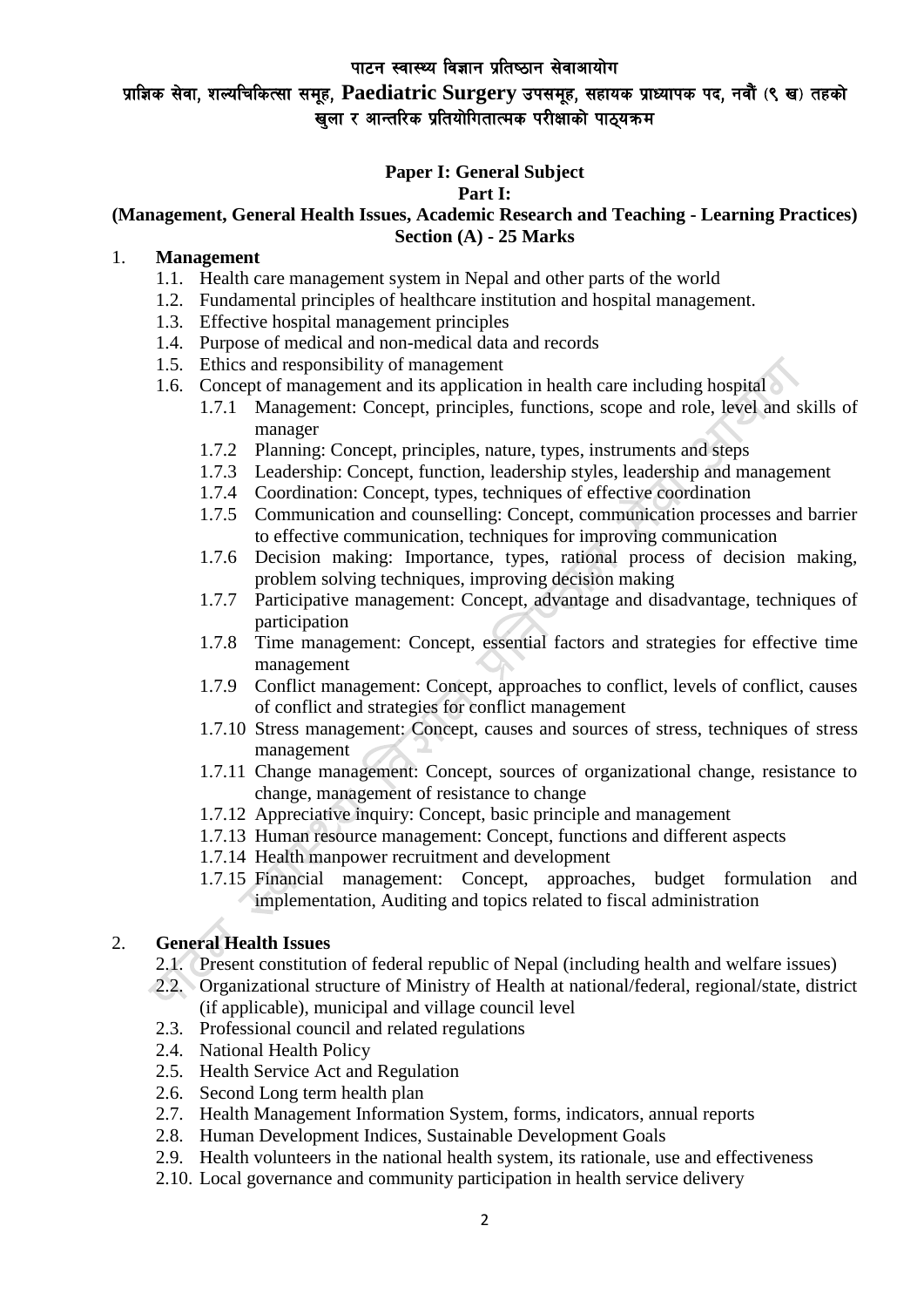पाटन स्वास्थ्य विज्ञान प्रतिष्ठान सेवाआयोग

प्राज्ञिक सेवा, शल्यचिकित्सा समूह, **Paediatric Surgery** उपसमूह, सहायक प्राध्यापक पद, नवौं (९ ख) तहको खुला र आन्तरिक प्रतियोगितात्मक परीक्षाको पाठ्यक्रम

## Paper I: General Subject

### Part I:

### (Management, General Health Issues, Academic Research and Teaching - Learning Practices)

### Section (A) - 25 Marks

1. **Management**
   - 1.1. Health care management system in Nepal and other parts of the world
   - 1.2. Fundamental principles of healthcare institution and hospital management.
   - 1.3. Effective hospital management principles
   - 1.4. Purpose of medical and non-medical data and records
   - 1.5. Ethics and responsibility of management
   - 1.6. Concept of management and its application in health care including hospital
     - 1.7.1 Management: Concept, principles, functions, scope and role, level and skills of manager
     - 1.7.2 Planning: Concept, principles, nature, types, instruments and steps
     - 1.7.3 Leadership: Concept, function, leadership styles, leadership and management
     - 1.7.4 Coordination: Concept, types, techniques of effective coordination
     - 1.7.5 Communication and counselling: Concept, communication processes and barrier to effective communication, techniques for improving communication
     - 1.7.6 Decision making: Importance, types, rational process of decision making, problem solving techniques, improving decision making
     - 1.7.7 Participative management: Concept, advantage and disadvantage, techniques of participation
     - 1.7.8 Time management: Concept, essential factors and strategies for effective time management
     - 1.7.9 Conflict management: Concept, approaches to conflict, levels of conflict, causes of conflict and strategies for conflict management
     - 1.7.10 Stress management: Concept, causes and sources of stress, techniques of stress management
     - 1.7.11 Change management: Concept, sources of organizational change, resistance to change, management of resistance to change
     - 1.7.12 Appreciative inquiry: Concept, basic principle and management
     - 1.7.13 Human resource management: Concept, functions and different aspects
     - 1.7.14 Health manpower recruitment and development
     - 1.7.15 Financial management: Concept, approaches, budget formulation and implementation, Auditing and topics related to fiscal administration

2. **General Health Issues**
   - 2.1. Present constitution of federal republic of Nepal (including health and welfare issues)
   - 2.2. Organizational structure of Ministry of Health at national/federal, regional/state, district (if applicable), municipal and village council level
   - 2.3. Professional council and related regulations
   - 2.4. National Health Policy
   - 2.5. Health Service Act and Regulation
   - 2.6. Second Long term health plan
   - 2.7. Health Management Information System, forms, indicators, annual reports
   - 2.8. Human Development Indices, Sustainable Development Goals
   - 2.9. Health volunteers in the national health system, its rationale, use and effectiveness
   - 2.10. Local governance and community participation in health service delivery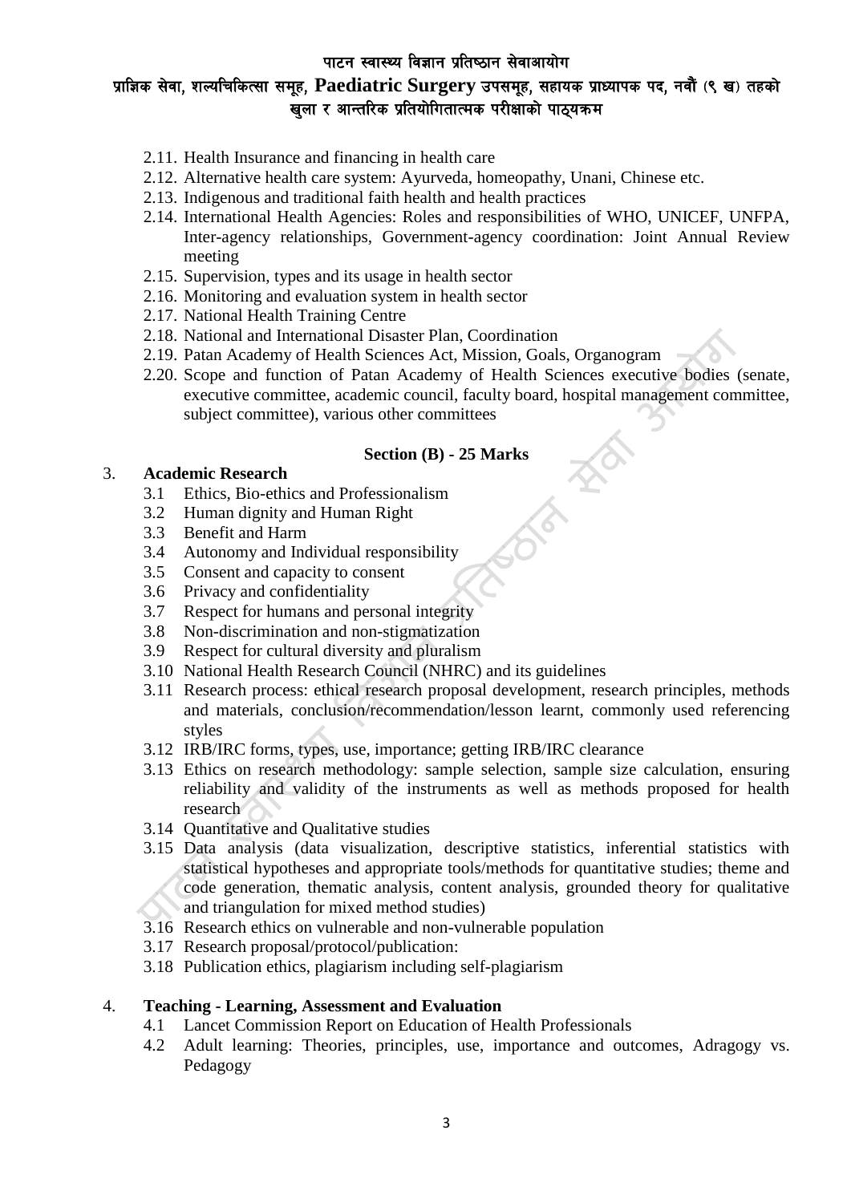2.11. Health Insurance and financing in health care
2.12. Alternative health care system: Ayurveda, homeopathy, Unani, Chinese etc.
2.13. Indigenous and traditional faith health and health practices
2.14. International Health Agencies: Roles and responsibilities of WHO, UNICEF, UNFPA, Inter-agency relationships, Government-agency coordination: Joint Annual Review meeting
2.15. Supervision, types and its usage in health sector
2.16. Monitoring and evaluation system in health sector
2.17. National Health Training Centre
2.18. National and International Disaster Plan, Coordination
2.19. Patan Academy of Health Sciences Act, Mission, Goals, Organogram
2.20. Scope and function of Patan Academy of Health Sciences executive bodies (senate, executive committee, academic council, faculty board, hospital management committee, subject committee), various other committees

**Section (B) - 25 Marks**

3. **Academic Research**
   - 3.1 Ethics, Bio-ethics and Professionalism
   - 3.2 Human dignity and Human Right
   - 3.3 Benefit and Harm
   - 3.4 Autonomy and Individual responsibility
   - 3.5 Consent and capacity to consent
   - 3.6 Privacy and confidentiality
   - 3.7 Respect for humans and personal integrity
   - 3.8 Non-discrimination and non-stigmatization
   - 3.9 Respect for cultural diversity and pluralism
   - 3.10 National Health Research Council (NHRC) and its guidelines
   - 3.11 Research process: ethical research proposal development, research principles, methods and materials, conclusion/recommendation/lesson learnt, commonly used referencing styles
   - 3.12 IRB/IRC forms, types, use, importance; getting IRB/IRC clearance
   - 3.13 Ethics on research methodology: sample selection, sample size calculation, ensuring reliability and validity of the instruments as well as methods proposed for health research
   - 3.14 Quantitative and Qualitative studies
   - 3.15 Data analysis (data visualization, descriptive statistics, inferential statistics with statistical hypotheses and appropriate tools/methods for quantitative studies; theme and code generation, thematic analysis, content analysis, grounded theory for qualitative and triangulation for mixed method studies)
   - 3.16 Research ethics on vulnerable and non-vulnerable population
   - 3.17 Research proposal/protocol/publication:
   - 3.18 Publication ethics, plagiarism including self-plagiarism

4. **Teaching - Learning, Assessment and Evaluation**
   - 4.1 Lancet Commission Report on Education of Health Professionals
   - 4.2 Adult learning: Theories, principles, use, importance and outcomes, Adragogy vs. Pedagogy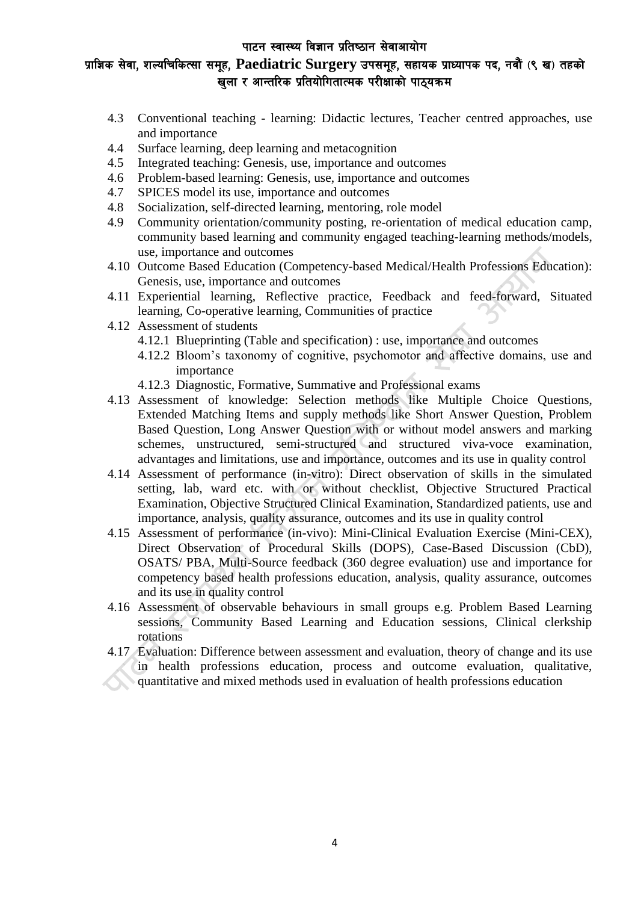- 4.3 Conventional teaching - learning: Didactic lectures, Teacher centred approaches, use and importance
- 4.4 Surface learning, deep learning and metacognition
- 4.5 Integrated teaching: Genesis, use, importance and outcomes
- 4.6 Problem-based learning: Genesis, use, importance and outcomes
- 4.7 SPICES model its use, importance and outcomes
- 4.8 Socialization, self-directed learning, mentoring, role model
- 4.9 Community orientation/community posting, re-orientation of medical education camp, community based learning and community engaged teaching-learning methods/models, use, importance and outcomes
- 4.10 Outcome Based Education (Competency-based Medical/Health Professions Education): Genesis, use, importance and outcomes
- 4.11 Experiential learning, Reflective practice, Feedback and feed-forward, Situated learning, Co-operative learning, Communities of practice
- 4.12 Assessment of students
  - 4.12.1 Blueprinting (Table and specification) : use, importance and outcomes
  - 4.12.2 Bloom's taxonomy of cognitive, psychomotor and affective domains, use and importance
  - 4.12.3 Diagnostic, Formative, Summative and Professional exams
- 4.13 Assessment of knowledge: Selection methods like Multiple Choice Questions, Extended Matching Items and supply methods like Short Answer Question, Problem Based Question, Long Answer Question with or without model answers and marking schemes, unstructured, semi-structured and structured viva-voce examination, advantages and limitations, use and importance, outcomes and its use in quality control
- 4.14 Assessment of performance (in-vitro): Direct observation of skills in the simulated setting, lab, ward etc. with or without checklist, Objective Structured Practical Examination, Objective Structured Clinical Examination, Standardized patients, use and importance, analysis, quality assurance, outcomes and its use in quality control
- 4.15 Assessment of performance (in-vivo): Mini-Clinical Evaluation Exercise (Mini-CEX), Direct Observation of Procedural Skills (DOPS), Case-Based Discussion (CbD), OSATS/ PBA, Multi-Source feedback (360 degree evaluation) use and importance for competency based health professions education, analysis, quality assurance, outcomes and its use in quality control
- 4.16 Assessment of observable behaviours in small groups e.g. Problem Based Learning sessions, Community Based Learning and Education sessions, Clinical clerkship rotations
- 4.17 Evaluation: Difference between assessment and evaluation, theory of change and its use in health professions education, process and outcome evaluation, qualitative, quantitative and mixed methods used in evaluation of health professions education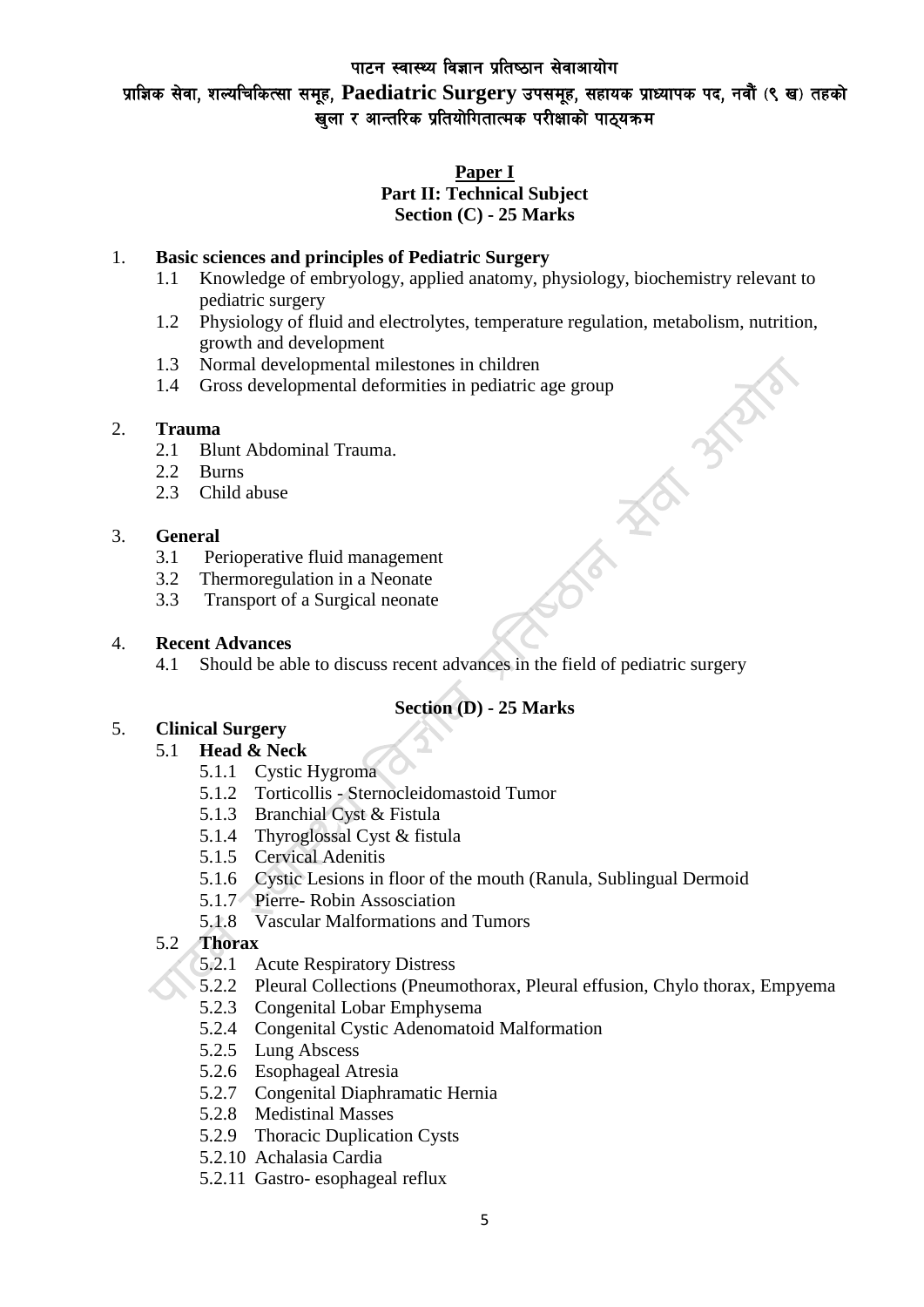**Paper I**

**Part II: Technical Subject**

**Section (C) - 25 Marks**

1. **Basic sciences and principles of Pediatric Surgery**
   - 1.1 Knowledge of embryology, applied anatomy, physiology, biochemistry relevant to pediatric surgery
   - 1.2 Physiology of fluid and electrolytes, temperature regulation, metabolism, nutrition, growth and development
   - 1.3 Normal developmental milestones in children
   - 1.4 Gross developmental deformities in pediatric age group

2. **Trauma**
   - 2.1 Blunt Abdominal Trauma.
   - 2.2 Burns
   - 2.3 Child abuse

3. **General**
   - 3.1 Perioperative fluid management
   - 3.2 Thermoregulation in a Neonate
   - 3.3 Transport of a Surgical neonate

4. **Recent Advances**
   - 4.1 Should be able to discuss recent advances in the field of pediatric surgery

**Section (D) - 25 Marks**

5. **Clinical Surgery**
   - 5.1 **Head & Neck**
     - 5.1.1 Cystic Hygroma
     - 5.1.2 Torticollis - Sternocleidomastoid Tumor
     - 5.1.3 Branchial Cyst & Fistula
     - 5.1.4 Thyroglossal Cyst & fistula
     - 5.1.5 Cervical Adenitis
     - 5.1.6 Cystic Lesions in floor of the mouth (Ranula, Sublingual Dermoid
     - 5.1.7 Pierre- Robin Assosciation
     - 5.1.8 Vascular Malformations and Tumors
   - 5.2 **Thorax**
     - 5.2.1 Acute Respiratory Distress
     - 5.2.2 Pleural Collections (Pneumothorax, Pleural effusion, Chylo thorax, Empyema
     - 5.2.3 Congenital Lobar Emphysema
     - 5.2.4 Congenital Cystic Adenomatoid Malformation
     - 5.2.5 Lung Abscess
     - 5.2.6 Esophageal Atresia
     - 5.2.7 Congenital Diaphramatic Hernia
     - 5.2.8 Medistinal Masses
     - 5.2.9 Thoracic Duplication Cysts
     - 5.2.10 Achalasia Cardia
     - 5.2.11 Gastro- esophageal reflux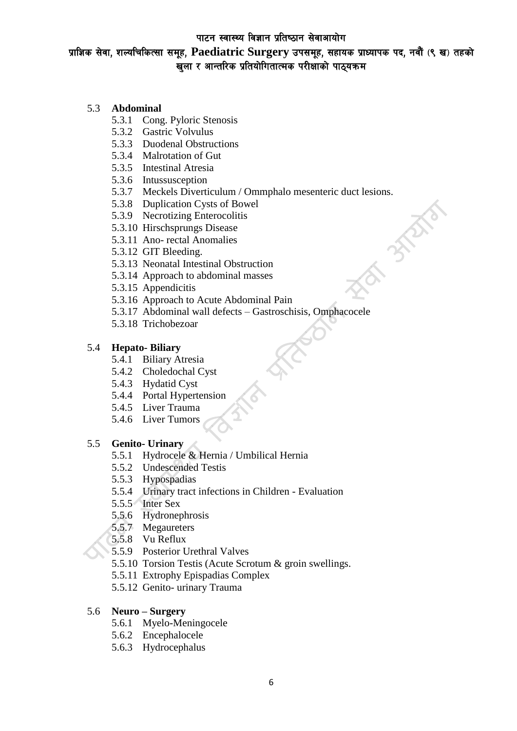### 5.3 Abdominal

- 5.3.1 Cong. Pyloric Stenosis
- 5.3.2 Gastric Volvulus
- 5.3.3 Duodenal Obstructions
- 5.3.4 Malrotation of Gut
- 5.3.5 Intestinal Atresia
- 5.3.6 Intussusception
- 5.3.7 Meckels Diverticulum / Ommphalo mesenteric duct lesions.
- 5.3.8 Duplication Cysts of Bowel
- 5.3.9 Necrotizing Enterocolitis
- 5.3.10 Hirschsprungs Disease
- 5.3.11 Ano- rectal Anomalies
- 5.3.12 GIT Bleeding.
- 5.3.13 Neonatal Intestinal Obstruction
- 5.3.14 Approach to abdominal masses
- 5.3.15 Appendicitis
- 5.3.16 Approach to Acute Abdominal Pain
- 5.3.17 Abdominal wall defects – Gastroschisis, Omphacocele
- 5.3.18 Trichobezoar

### 5.4 Hepato- Biliary

- 5.4.1 Biliary Atresia
- 5.4.2 Choledochal Cyst
- 5.4.3 Hydatid Cyst
- 5.4.4 Portal Hypertension
- 5.4.5 Liver Trauma
- 5.4.6 Liver Tumors

### 5.5 Genito- Urinary

- 5.5.1 Hydrocele & Hernia / Umbilical Hernia
- 5.5.2 Undescended Testis
- 5.5.3 Hypospadias
- 5.5.4 Urinary tract infections in Children - Evaluation
- 5.5.5 Inter Sex
- 5.5.6 Hydronephrosis
- 5.5.7 Megaureters
- 5.5.8 Vu Reflux
- 5.5.9 Posterior Urethral Valves
- 5.5.10 Torsion Testis (Acute Scrotum & groin swellings.
- 5.5.11 Extrophy Epispadias Complex
- 5.5.12 Genito- urinary Trauma

### 5.6 Neuro – Surgery

- 5.6.1 Myelo-Meningocele
- 5.6.2 Encephalocele
- 5.6.3 Hydrocephalus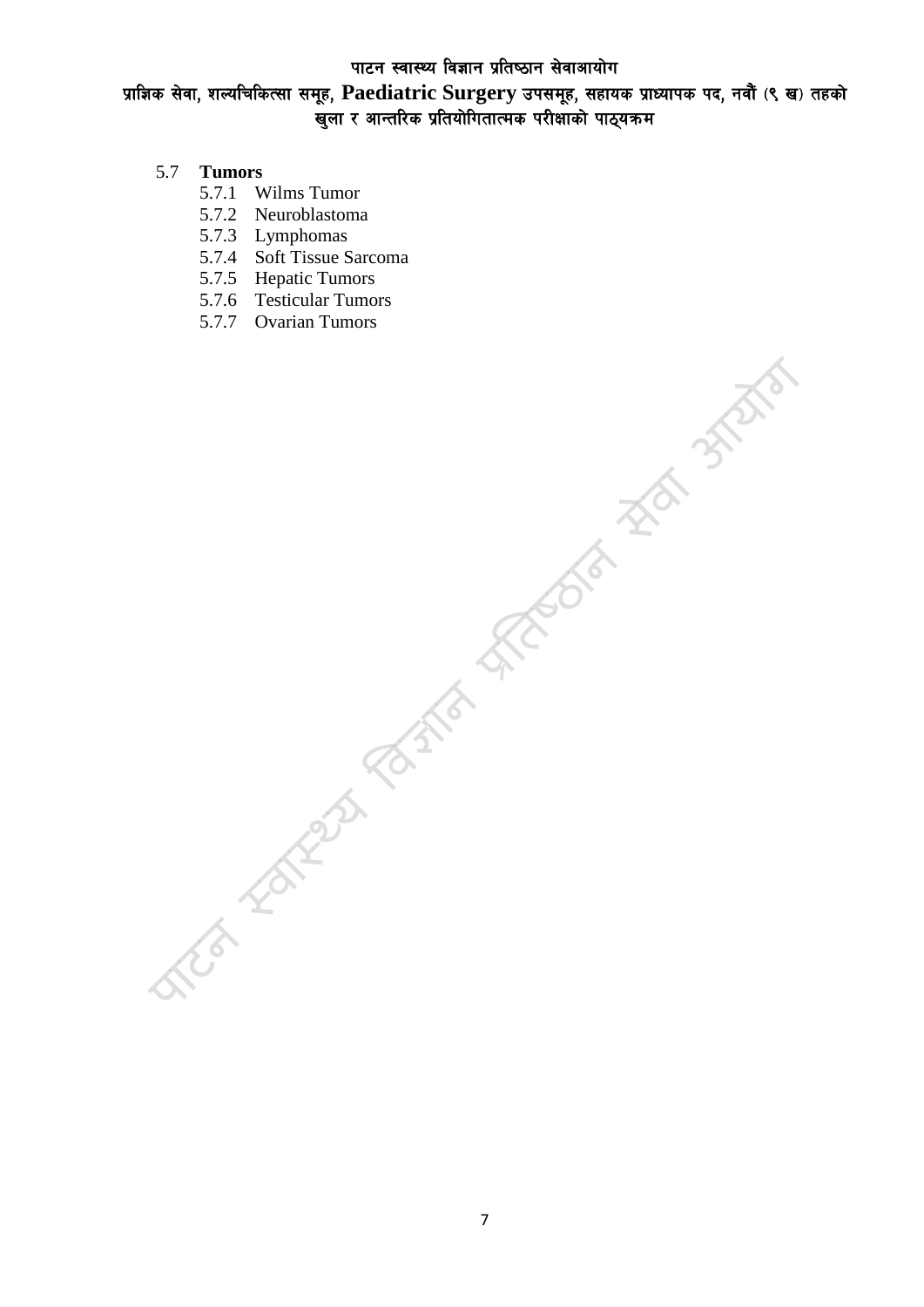5.7 **Tumors**

- 5.7.1 Wilms Tumor
- 5.7.2 Neuroblastoma
- 5.7.3 Lymphomas
- 5.7.4 Soft Tissue Sarcoma
- 5.7.5 Hepatic Tumors
- 5.7.6 Testicular Tumors
- 5.7.7 Ovarian Tumors